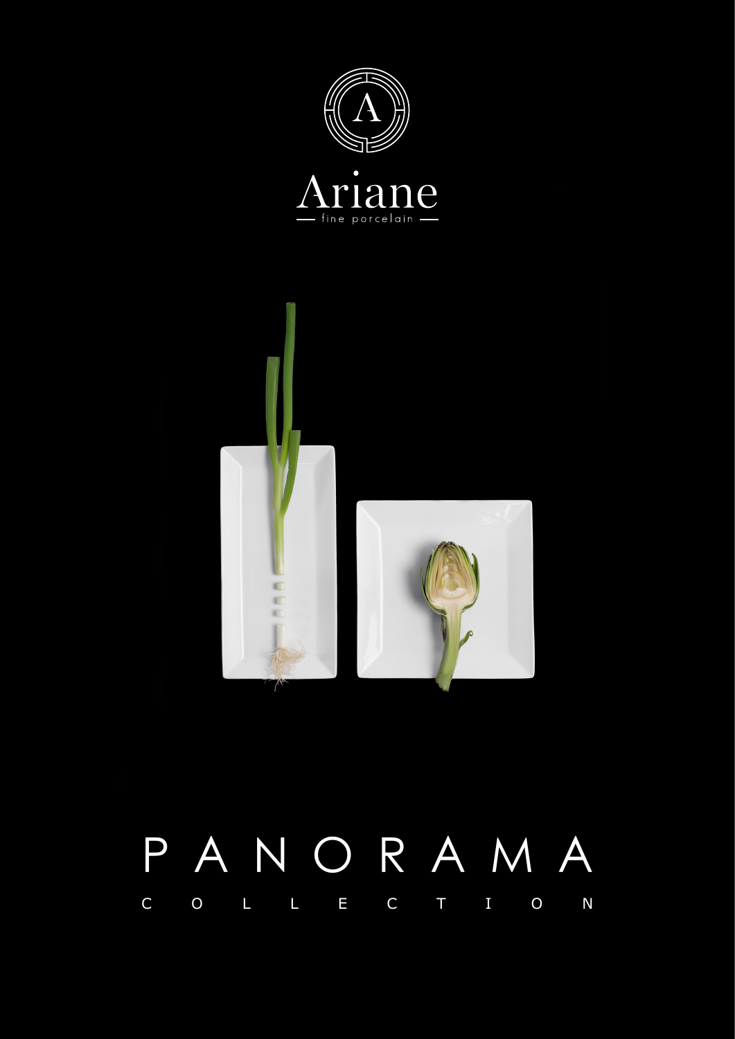# Ariane

— fine porcelain —

# PANORAMA

COLLECTION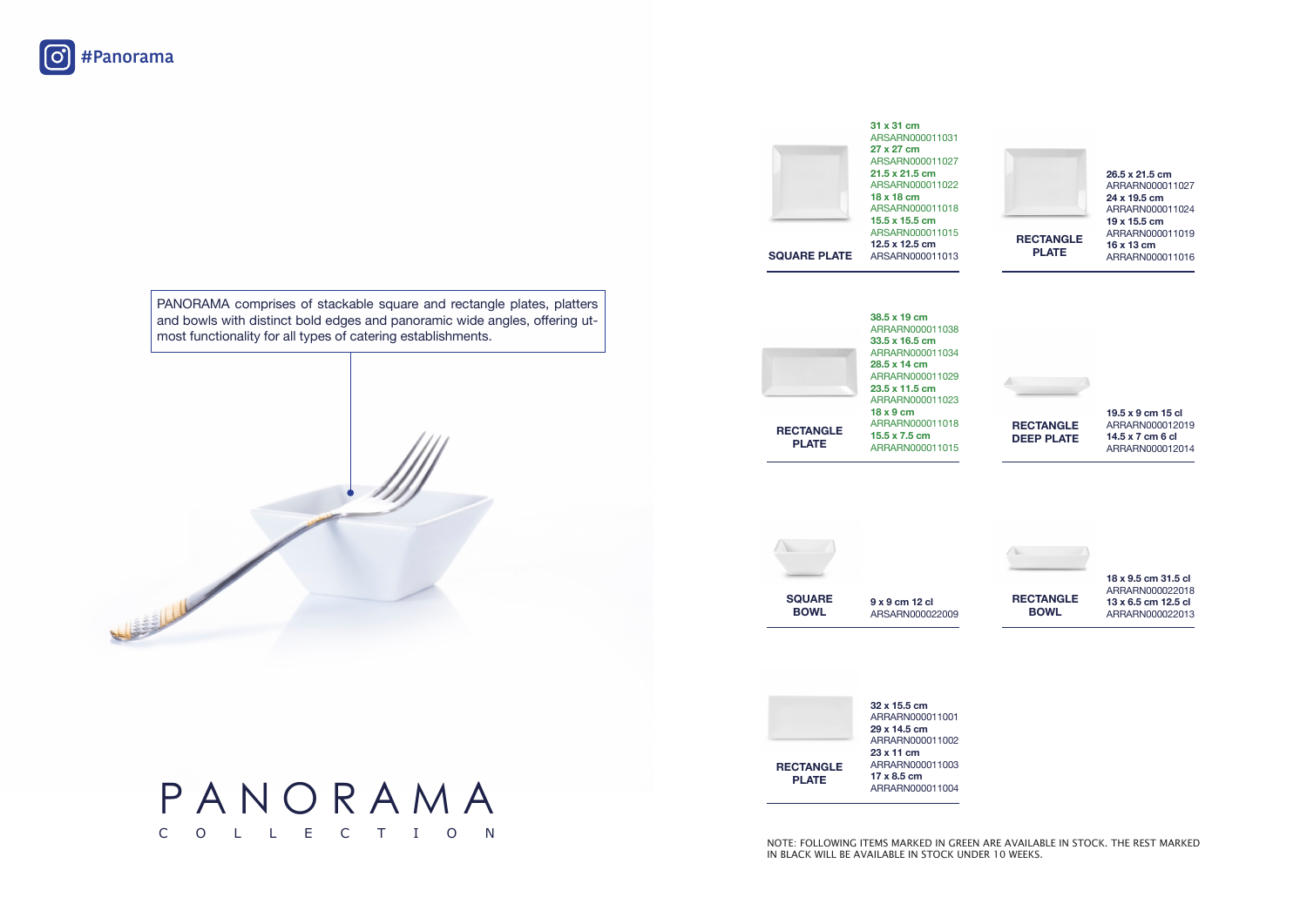#Panorama

PANORAMA comprises of stackable square and rectangle plates, platters and bowls with distinct bold edges and panoramic wide angles, offering utmost functionality for all types of catering establishments.

# PANORAMA
COLLECTION

**SQUARE PLATE**

**31 x 31 cm**
ARSARN000011031
**27 x 27 cm**
ARSARN000011027
**21.5 x 21.5 cm**
ARSARN000011022
**18 x 18 cm**
ARSARN000011018
**15.5 x 15.5 cm**
ARSARN000011015
**12.5 x 12.5 cm**
ARSARN000011013

**RECTANGLE PLATE**

**26.5 x 21.5 cm**
ARRARN000011027
**24 x 19.5 cm**
ARRARN000011024
**19 x 15.5 cm**
ARRARN000011019
**16 x 13 cm**
ARRARN000011016

**RECTANGLE PLATE**

**38.5 x 19 cm**
ARRARN000011038
**33.5 x 16.5 cm**
ARRARN000011034
**28.5 x 14 cm**
ARRARN000011029
**23.5 x 11.5 cm**
ARRARN000011023
**18 x 9 cm**
ARRARN000011018
**15.5 x 7.5 cm**
ARRARN000011015

**RECTANGLE DEEP PLATE**

**19.5 x 9 cm 15 cl**
ARRARN000012019
**14.5 x 7 cm 6 cl**
ARRARN000012014

**SQUARE BOWL**

**9 x 9 cm 12 cl**
ARSARN000022009

**RECTANGLE BOWL**

**18 x 9.5 cm 31.5 cl**
ARRARN000022018
**13 x 6.5 cm 12.5 cl**
ARRARN000022013

**RECTANGLE PLATE**

**32 x 15.5 cm**
ARRARN000011001
**29 x 14.5 cm**
ARRARN000011002
**23 x 11 cm**
ARRARN000011003
**17 x 8.5 cm**
ARRARN000011004

NOTE: FOLLOWING ITEMS MARKED IN GREEN ARE AVAILABLE IN STOCK. THE REST MARKED IN BLACK WILL BE AVAILABLE IN STOCK UNDER 10 WEEKS.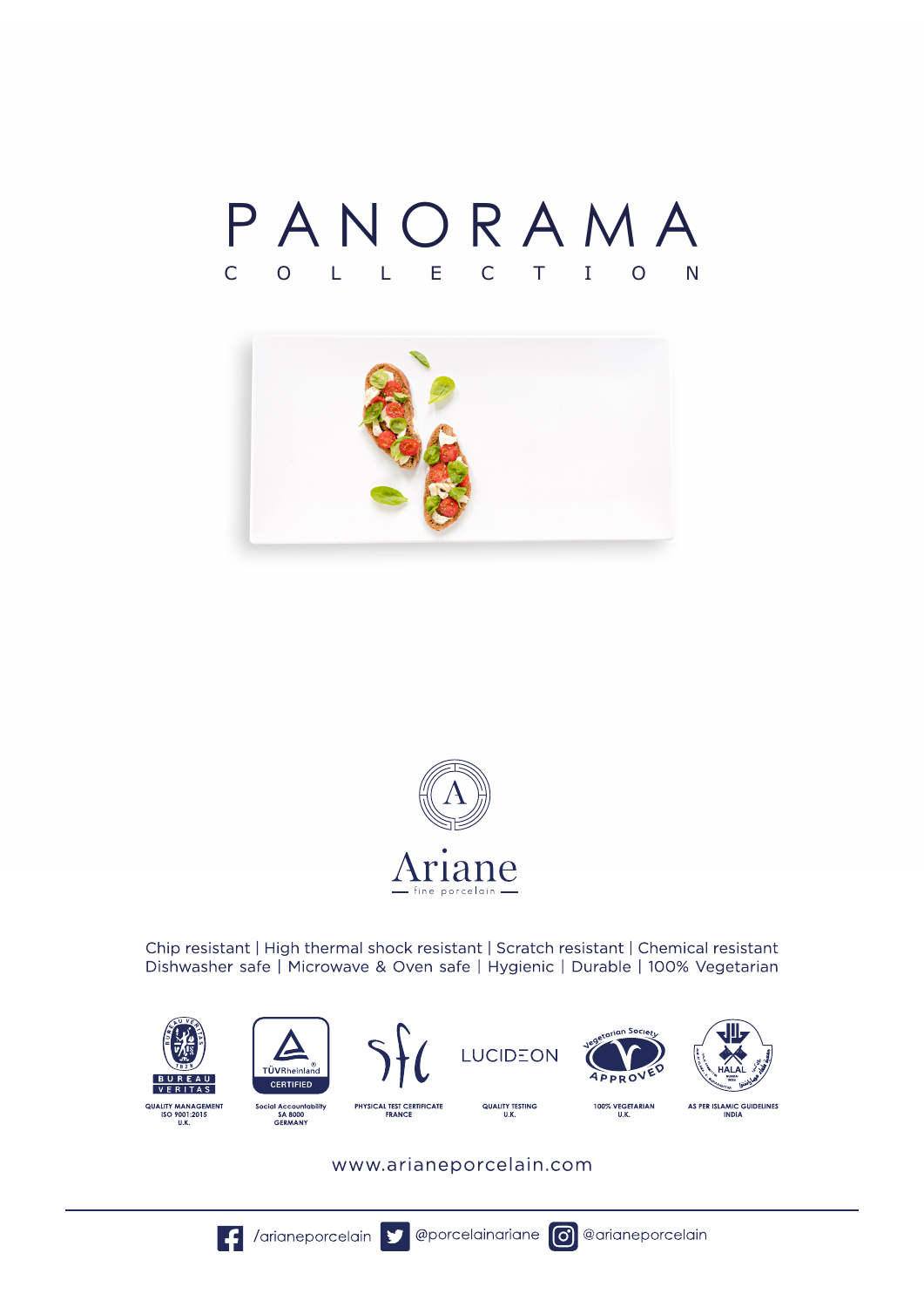# PANORAMA

## COLLECTION

Ariane

fine porcelain

Chip resistant | High thermal shock resistant | Scratch resistant | Chemical resistant
Dishwasher safe | Microwave & Oven safe | Hygienic | Durable | 100% Vegetarian

QUALITY MANAGEMENT ISO 9001:2015 U.K.

Social Accountability SA 8000 GERMANY

PHYSICAL TEST CERTIFICATE FRANCE

QUALITY TESTING U.K.

100% VEGETARIAN U.K.

AS PER ISLAMIC GUIDELINES INDIA

www.arianeporcelain.com

/arianeporcelain @porcelainariane @arianeporcelain